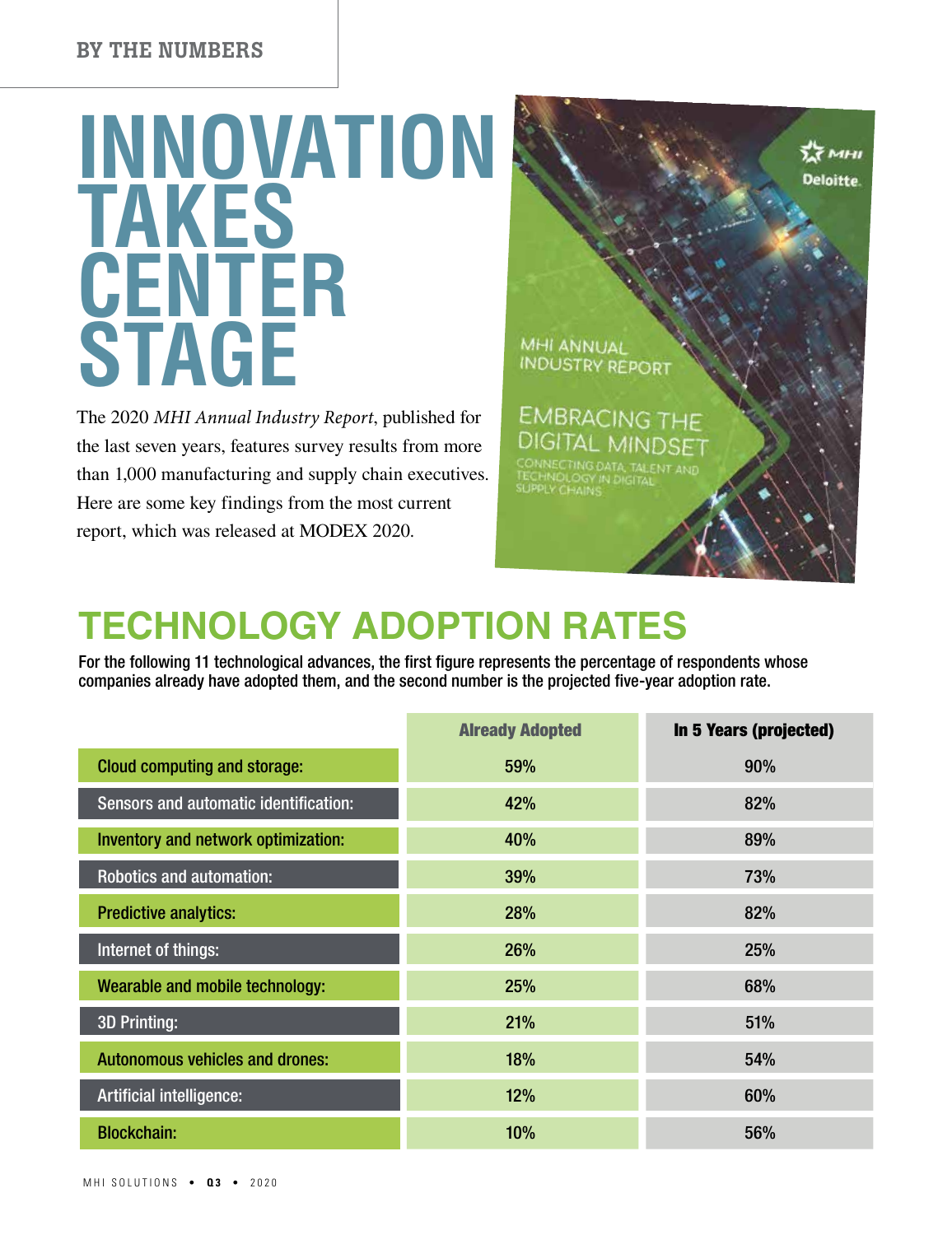BY THE NUMBERS

# INNOVATION TAKES CENTER STAGE

The 2020 *MHI Annual Industry Report*, published for the last seven years, features survey results from more than 1,000 manufacturing and supply chain executives. Here are some key findings from the most current report, which was released at MODEX 2020.

MHI ANNUAL INDUSTRY REPORT

EMBRACING THE DIGITAL MINDSET

CONNECTING DATA, TALENT AND TECHNOLOGY IN DIGITAL SUPPLY CHAINS

MHI

Deloitte.

## TECHNOLOGY ADOPTION RATES

For the following 11 technological advances, the first figure represents the percentage of respondents whose companies already have adopted them, and the second number is the projected five-year adoption rate.

| | Already Adopted | In 5 Years (projected) |
|---|---|---|
| Cloud computing and storage: | 59% | 90% |
| Sensors and automatic identification: | 42% | 82% |
| Inventory and network optimization: | 40% | 89% |
| Robotics and automation: | 39% | 73% |
| Predictive analytics: | 28% | 82% |
| Internet of things: | 26% | 25% |
| Wearable and mobile technology: | 25% | 68% |
| 3D Printing: | 21% | 51% |
| Autonomous vehicles and drones: | 18% | 54% |
| Artificial intelligence: | 12% | 60% |
| Blockchain: | 10% | 56% |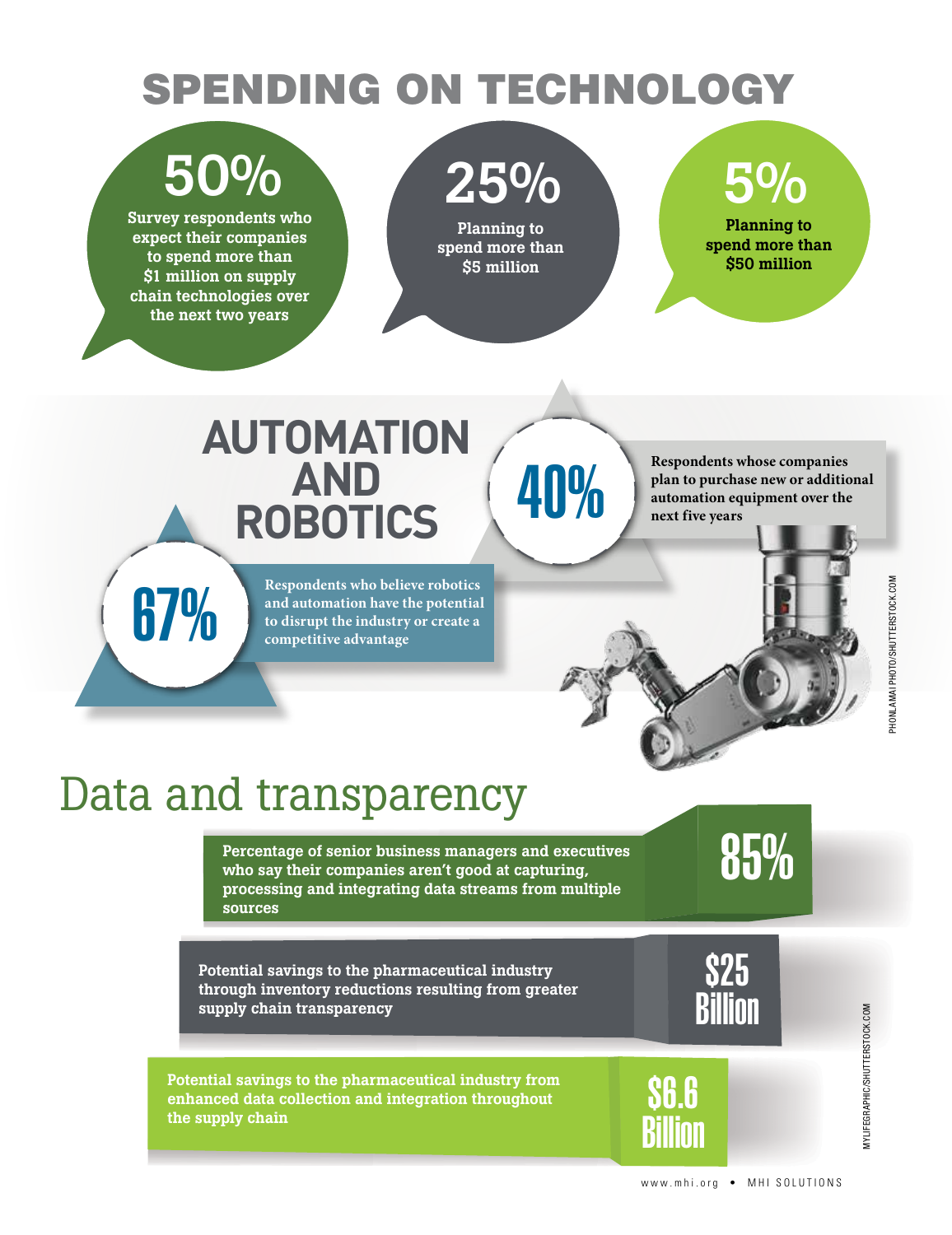# SPENDING ON TECHNOLOGY

**50%**
Survey respondents who expect their companies to spend more than $1 million on supply chain technologies over the next two years

**25%**
Planning to spend more than $5 million

**5%**
Planning to spend more than $50 million

## AUTOMATION AND ROBOTICS

**40%**
Respondents whose companies plan to purchase new or additional automation equipment over the next five years

**67%**
Respondents who believe robotics and automation have the potential to disrupt the industry or create a competitive advantage

PHONLAMAI PHOTO/SHUTTERSTOCK.COM

## Data and transparency

**85%**
Percentage of senior business managers and executives who say their companies aren't good at capturing, processing and integrating data streams from multiple sources

**$25 Billion**
Potential savings to the pharmaceutical industry through inventory reductions resulting from greater supply chain transparency

**$6.6 Billion**
Potential savings to the pharmaceutical industry from enhanced data collection and integration throughout the supply chain

MYLIFEGRAPHIC/SHUTTERSTOCK.COM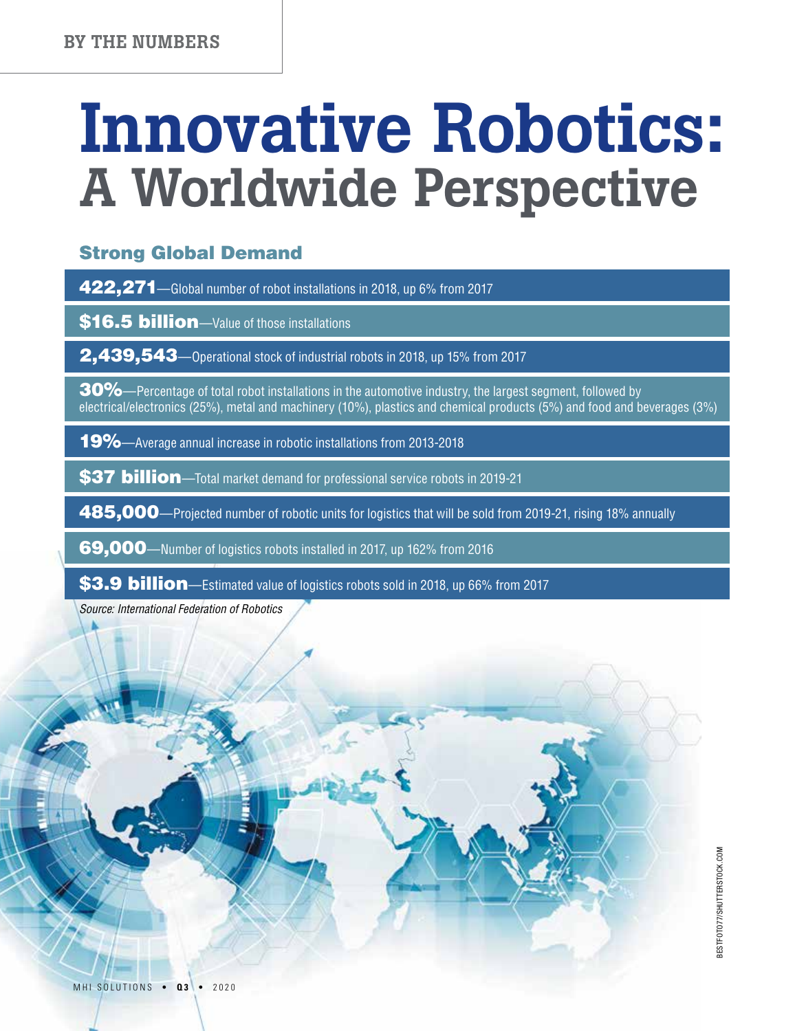BY THE NUMBERS

# Innovative Robotics: A Worldwide Perspective

## Strong Global Demand

**422,271**—Global number of robot installations in 2018, up 6% from 2017

**$16.5 billion**—Value of those installations

**2,439,543**—Operational stock of industrial robots in 2018, up 15% from 2017

**30%**—Percentage of total robot installations in the automotive industry, the largest segment, followed by electrical/electronics (25%), metal and machinery (10%), plastics and chemical products (5%) and food and beverages (3%)

**19%**—Average annual increase in robotic installations from 2013-2018

**$37 billion**—Total market demand for professional service robots in 2019-21

**485,000**—Projected number of robotic units for logistics that will be sold from 2019-21, rising 18% annually

**69,000**—Number of logistics robots installed in 2017, up 162% from 2016

**$3.9 billion**—Estimated value of logistics robots sold in 2018, up 66% from 2017

*Source: International Federation of Robotics*

BESTFOTO77/SHUTTERSTOCK.COM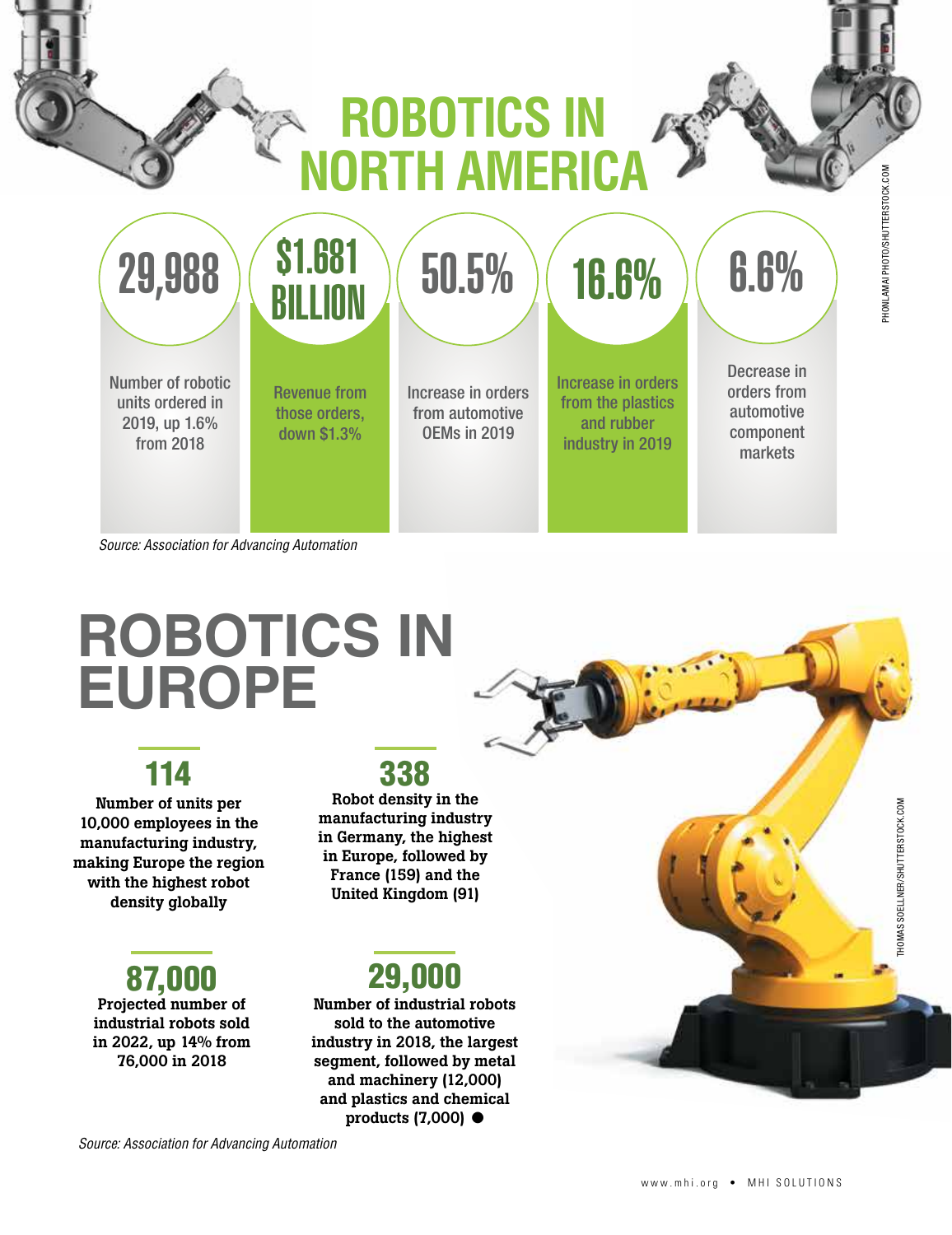# ROBOTICS IN NORTH AMERICA

PHONLAMAI PHOTO/SHUTTERSTOCK.COM

**29,988**

Number of robotic units ordered in 2019, up 1.6% from 2018

**$1.681 BILLION**

Revenue from those orders, down $1.3%

**50.5%**

Increase in orders from automotive OEMs in 2019

**16.6%**

Increase in orders from the plastics and rubber industry in 2019

**6.6%**

Decrease in orders from automotive component markets

*Source: Association for Advancing Automation*

# ROBOTICS IN EUROPE

THOMAS SOELLNER/SHUTTERSTOCK.COM

**114**

**Number of units per 10,000 employees in the manufacturing industry, making Europe the region with the highest robot density globally**

**338**

**Robot density in the manufacturing industry in Germany, the highest in Europe, followed by France (159) and the United Kingdom (91)**

**87,000**

**Projected number of industrial robots sold in 2022, up 14% from 76,000 in 2018**

**29,000**

**Number of industrial robots sold to the automotive industry in 2018, the largest segment, followed by metal and machinery (12,000) and plastics and chemical products (7,000)** ●

*Source: Association for Advancing Automation*